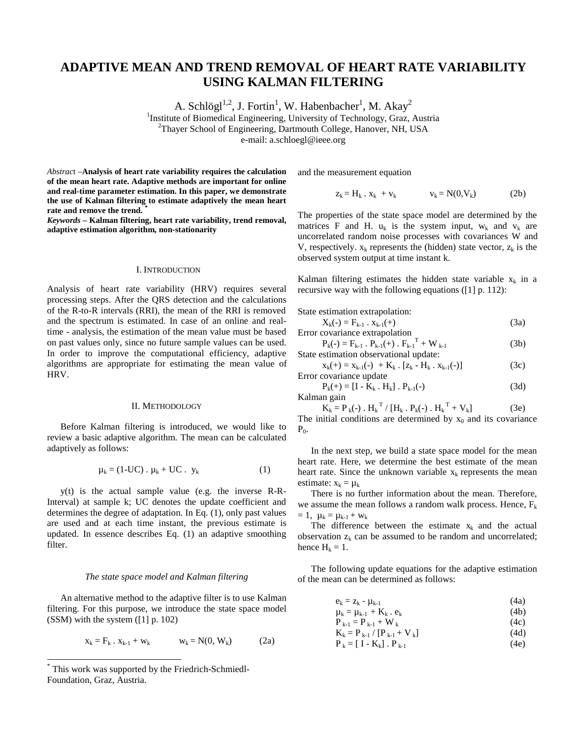# ADAPTIVE MEAN AND TREND REMOVAL OF HEART RATE VARIABILITY USING KALMAN FILTERING

A. Schlögl[1,2], J. Fortin[1], W. Habenbacher[1], M. Akay[2]

[1]Institute of Biomedical Engineering, University of Technology, Graz, Austria

[2]Thayer School of Engineering, Dartmouth College, Hanover, NH, USA

e-mail: a.schloegl@ieee.org

*Abstract* –**Analysis of heart rate variability requires the calculation of the mean heart rate. Adaptive methods are important for online and real-time parameter estimation. In this paper, we demonstrate the use of Kalman filtering to estimate adaptively the mean heart rate and remove the trend.** [*]

***Keywords*** **– Kalman filtering, heart rate variability, trend removal, adaptive estimation algorithm, non-stationarity**

## I. INTRODUCTION

Analysis of heart rate variability (HRV) requires several processing steps. After the QRS detection and the calculations of the R-to-R intervals (RRI), the mean of the RRI is removed and the spectrum is estimated. In case of an online and real-time - analysis, the estimation of the mean value must be based on past values only, since no future sample values can be used. In order to improve the computational efficiency, adaptive algorithms are appropriate for estimating the mean value of HRV.

## II. METHODOLOGY

Before Kalman filtering is introduced, we would like to review a basic adaptive algorithm. The mean can be calculated adaptively as follows:

$$\mu_k = (1\text{-UC}) \cdot \mu_k + \text{UC} \cdot y_k \qquad (1)$$

y(t) is the actual sample value (e.g. the inverse R-R-Interval) at sample k; UC denotes the update coefficient and determines the degree of adaptation. In Eq. (1), only past values are used and at each time instant, the previous estimate is updated. In essence describes Eq. (1) an adaptive smoothing filter.

### *The state space model and Kalman filtering*

An alternative method to the adaptive filter is to use Kalman filtering. For this purpose, we introduce the state space model (SSM) with the system ([1] p. 102)

$$x_k = F_k \cdot x_{k-1} + w_k \qquad w_k = N(0, W_k) \qquad (2a)$$

and the measurement equation

$$z_k = H_k \cdot x_k + v_k \qquad v_k = N(0,V_k) \qquad (2b)$$

The properties of the state space model are determined by the matrices F and H. $u_k$ is the system input, $w_k$ and $v_k$ are uncorrelated random noise processes with covariances W and V, respectively. $x_k$ represents the (hidden) state vector, $z_k$ is the observed system output at time instant k.

Kalman filtering estimates the hidden state variable $x_k$ in a recursive way with the following equations ([1] p. 112):

State estimation extrapolation:

$$X_k(-) = F_{k-1} \cdot x_{k-1}(+) \qquad (3a)$$

Error covariance extrapolation

$$P_k(-) = F_{k-1} \cdot P_{k-1}(+) \cdot F_{k-1}^T + W_{k-1} \qquad (3b)$$

State estimation observational update:

$$x_k(+) = x_{k-1}(-) + K_k \cdot [z_k - H_k \cdot x_{k-1}(-)] \qquad (3c)$$

Error covariance update

$$P_k(+) = [I - K_k \cdot H_k] \cdot P_{k-1}(-) \qquad (3d)$$

Kalman gain

$$K_k = P_k(-) \cdot H_k^T / [H_k \cdot P_k(-) \cdot H_k^T + V_k] \qquad (3e)$$

The initial conditions are determined by $x_0$ and its covariance $P_0$.

In the next step, we build a state space model for the mean heart rate. Here, we determine the best estimate of the mean heart rate. Since the unknown variable $x_k$ represents the mean estimate: $x_k = \mu_k$

There is no further information about the mean. Therefore, we assume the mean follows a random walk process. Hence, $F_k = 1$, $\mu_k = \mu_{k-1} + w_k$

The difference between the estimate $x_k$ and the actual observation $z_k$ can be assumed to be random and uncorrelated; hence $H_k = 1$.

The following update equations for the adaptive estimation of the mean can be determined as follows:

$$e_k = z_k - \mu_{k-1} \qquad (4a)$$

$$\mu_k = \mu_{k-1} + K_k \cdot e_k \qquad (4b)$$

$$P_{k-1} = P_{k-1} + W_k \qquad (4c)$$

$$K_k = P_{k-1} / [P_{k-1} + V_k] \qquad (4d)$$

$$P_k = [I - K_k] \cdot P_{k-1} \qquad (4e)$$

[*] This work was supported by the Friedrich-Schmiedl-Foundation, Graz, Austria.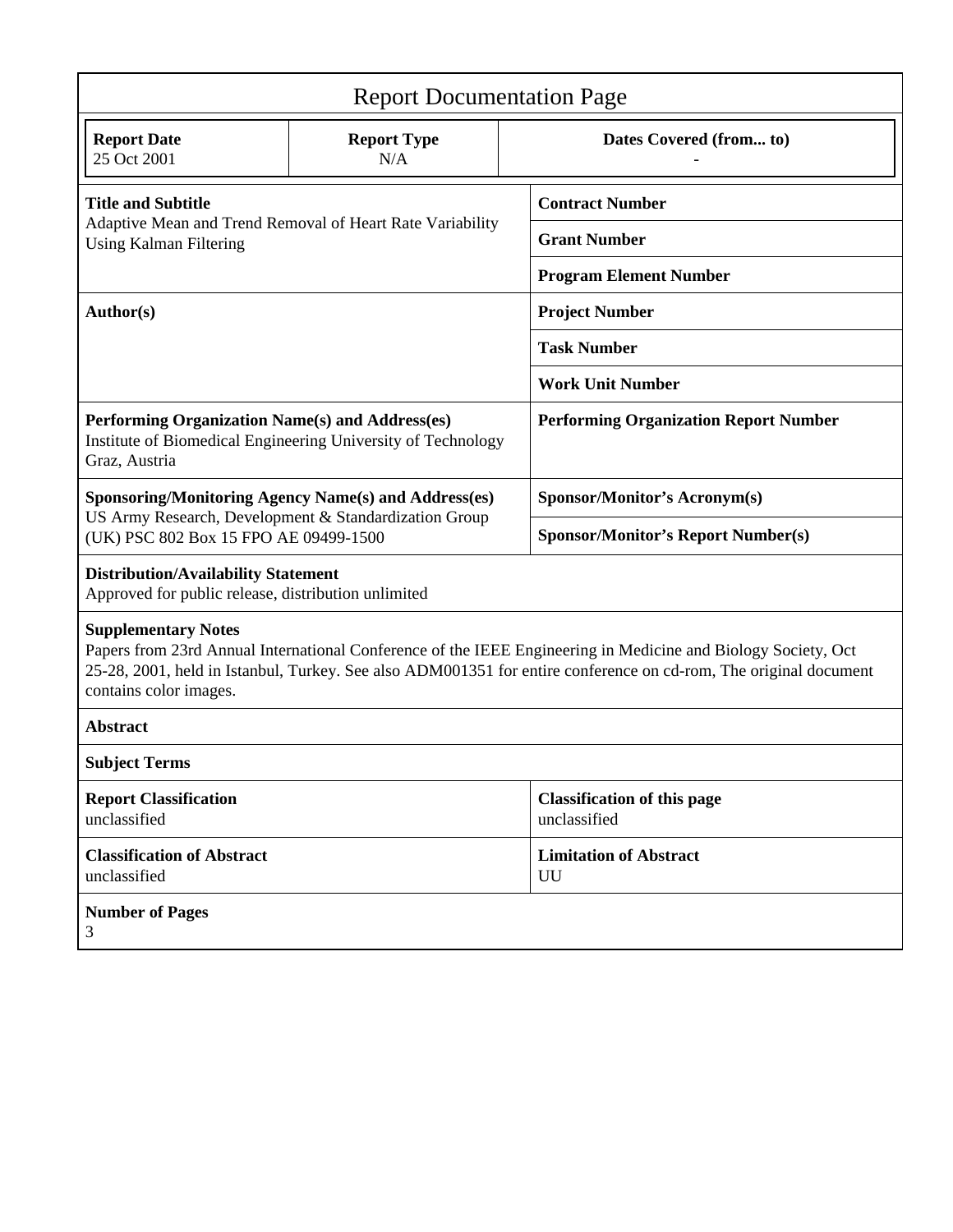# Report Documentation Page

| **Report Date** | **Report Type** | **Dates Covered (from... to)** |
|---|---|---|
| 25 Oct 2001 | N/A | - |

| | |
|---|---|
| **Title and Subtitle**<br>Adaptive Mean and Trend Removal of Heart Rate Variability Using Kalman Filtering | **Contract Number** |
| | **Grant Number** |
| | **Program Element Number** |
| **Author(s)** | **Project Number** |
| | **Task Number** |
| | **Work Unit Number** |
| **Performing Organization Name(s) and Address(es)**<br>Institute of Biomedical Engineering University of Technology Graz, Austria | **Performing Organization Report Number** |
| **Sponsoring/Monitoring Agency Name(s) and Address(es)**<br>US Army Research, Development & Standardization Group (UK) PSC 802 Box 15 FPO AE 09499-1500 | **Sponsor/Monitor's Acronym(s)** |
| | **Sponsor/Monitor's Report Number(s)** |

**Distribution/Availability Statement**
Approved for public release, distribution unlimited

**Supplementary Notes**
Papers from 23rd Annual International Conference of the IEEE Engineering in Medicine and Biology Society, Oct 25-28, 2001, held in Istanbul, Turkey. See also ADM001351 for entire conference on cd-rom, The original document contains color images.

**Abstract**

**Subject Terms**

| | |
|---|---|
| **Report Classification**<br>unclassified | **Classification of this page**<br>unclassified |
| **Classification of Abstract**<br>unclassified | **Limitation of Abstract**<br>UU |

**Number of Pages**
3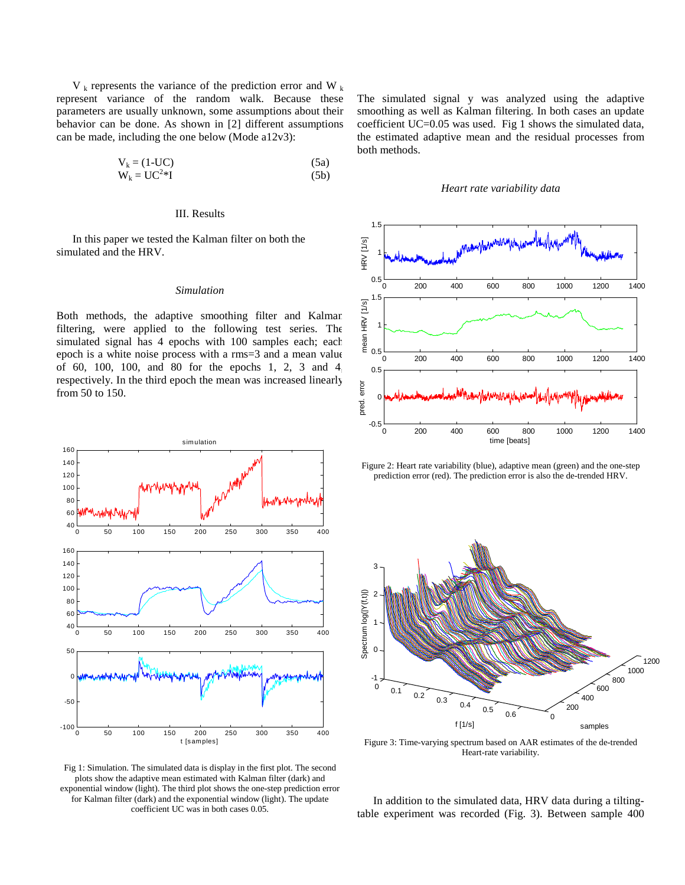$V_k$ represents the variance of the prediction error and $W_k$ represent variance of the random walk. Because these parameters are usually unknown, some assumptions about their behavior can be done. As shown in [2] different assumptions can be made, including the one below (Mode a12v3):

$$V_k = (1-UC) \quad (5a)$$

$$W_k = UC^2 * I \quad (5b)$$

## III. Results

In this paper we tested the Kalman filter on both the simulated and the HRV.

### *Simulation*

Both methods, the adaptive smoothing filter and Kalman filtering, were applied to the following test series. The simulated signal has 4 epochs with 100 samples each; each epoch is a white noise process with a rms=3 and a mean value of 60, 100, 100, and 80 for the epochs 1, 2, 3 and 4, respectively. In the third epoch the mean was increased linearly from 50 to 150.

Fig 1: Simulation. The simulated data is display in the first plot. The second plots show the adaptive mean estimated with Kalman filter (dark) and exponential window (light). The third plot shows the one-step prediction error for Kalman filter (dark) and the exponential window (light). The update coefficient UC was in both cases 0.05.

The simulated signal y was analyzed using the adaptive smoothing as well as Kalman filtering. In both cases an update coefficient UC=0.05 was used. Fig 1 shows the simulated data, the estimated adaptive mean and the residual processes from both methods.

### *Heart rate variability data*

Figure 2: Heart rate variability (blue), adaptive mean (green) and the one-step prediction error (red). The prediction error is also the de-trended HRV.

Figure 3: Time-varying spectrum based on AAR estimates of the de-trended Heart-rate variability.

In addition to the simulated data, HRV data during a tilting-table experiment was recorded (Fig. 3). Between sample 400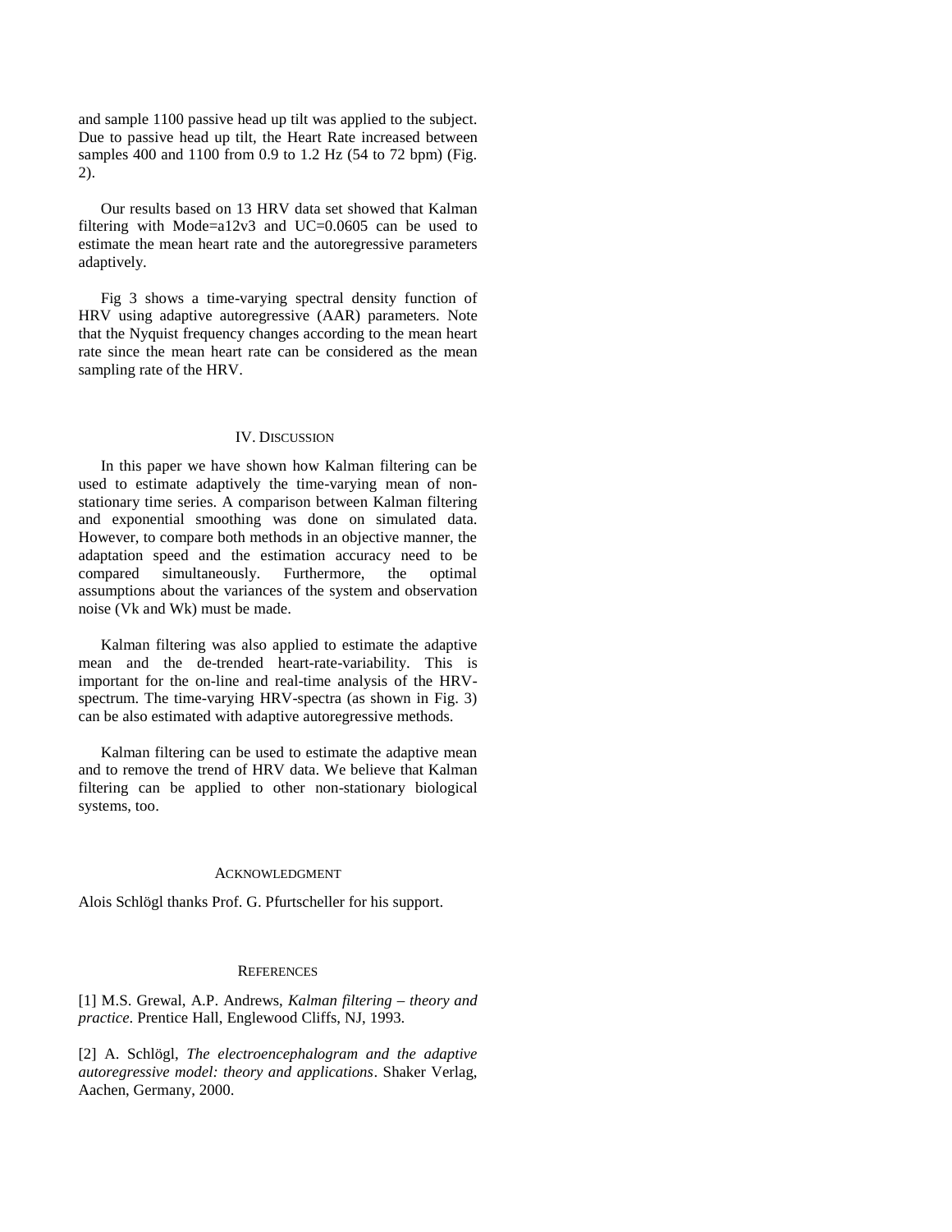and sample 1100 passive head up tilt was applied to the subject. Due to passive head up tilt, the Heart Rate increased between samples 400 and 1100 from 0.9 to 1.2 Hz (54 to 72 bpm) (Fig. 2).

Our results based on 13 HRV data set showed that Kalman filtering with Mode=a12v3 and UC=0.0605 can be used to estimate the mean heart rate and the autoregressive parameters adaptively.

Fig 3 shows a time-varying spectral density function of HRV using adaptive autoregressive (AAR) parameters. Note that the Nyquist frequency changes according to the mean heart rate since the mean heart rate can be considered as the mean sampling rate of the HRV.

## IV. Discussion

In this paper we have shown how Kalman filtering can be used to estimate adaptively the time-varying mean of non-stationary time series. A comparison between Kalman filtering and exponential smoothing was done on simulated data. However, to compare both methods in an objective manner, the adaptation speed and the estimation accuracy need to be compared simultaneously. Furthermore, the optimal assumptions about the variances of the system and observation noise ($V_k$ and $W_k$) must be made.

Kalman filtering was also applied to estimate the adaptive mean and the de-trended heart-rate-variability. This is important for the on-line and real-time analysis of the HRV-spectrum. The time-varying HRV-spectra (as shown in Fig. 3) can be also estimated with adaptive autoregressive methods.

Kalman filtering can be used to estimate the adaptive mean and to remove the trend of HRV data. We believe that Kalman filtering can be applied to other non-stationary biological systems, too.

## Acknowledgment

Alois Schlögl thanks Prof. G. Pfurtscheller for his support.

## References

[1] M.S. Grewal, A.P. Andrews, *Kalman filtering – theory and practice*. Prentice Hall, Englewood Cliffs, NJ, 1993.

[2] A. Schlögl, *The electroencephalogram and the adaptive autoregressive model: theory and applications*. Shaker Verlag, Aachen, Germany, 2000.